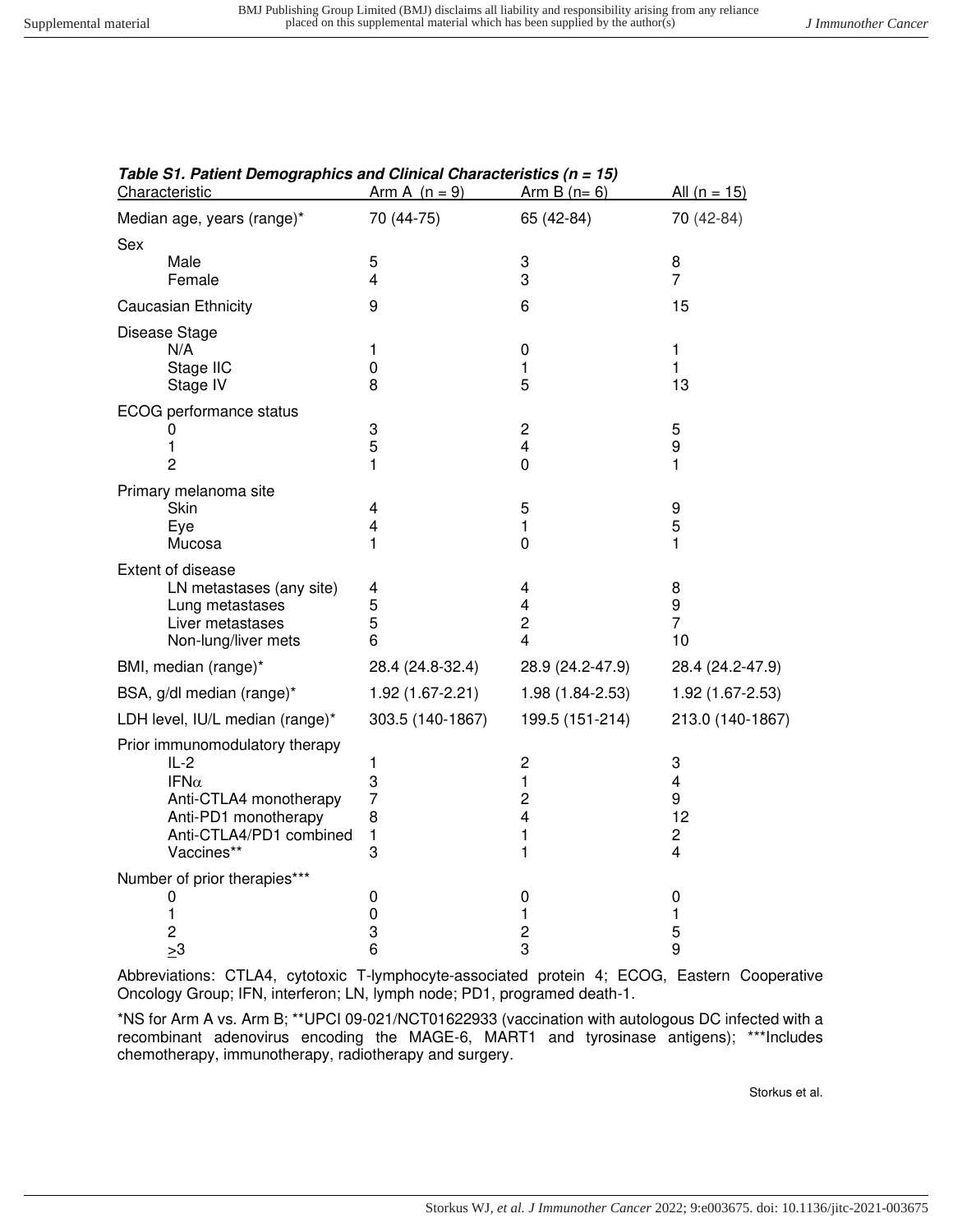***Table S1. Patient Demographics and Clinical Characteristics (n = 15)***

| Characteristic | Arm A (n = 9) | Arm B (n= 6) | All (n = 15) |
|---|---|---|---|
| Median age, years (range)* | 70 (44-75) | 65 (42-84) | 70 (42-84) |
| Sex | | | |
| Male | 5 | 3 | 8 |
| Female | 4 | 3 | 7 |
| Caucasian Ethnicity | 9 | 6 | 15 |
| Disease Stage | | | |
| N/A | 1 | 0 | 1 |
| Stage IIC | 0 | 1 | 1 |
| Stage IV | 8 | 5 | 13 |
| ECOG performance status | | | |
| 0 | 3 | 2 | 5 |
| 1 | 5 | 4 | 9 |
| 2 | 1 | 0 | 1 |
| Primary melanoma site | | | |
| Skin | 4 | 5 | 9 |
| Eye | 4 | 1 | 5 |
| Mucosa | 1 | 0 | 1 |
| Extent of disease | | | |
| LN metastases (any site) | 4 | 4 | 8 |
| Lung metastases | 5 | 4 | 9 |
| Liver metastases | 5 | 2 | 7 |
| Non-lung/liver mets | 6 | 4 | 10 |
| BMI, median (range)* | 28.4 (24.8-32.4) | 28.9 (24.2-47.9) | 28.4 (24.2-47.9) |
| BSA, g/dl median (range)* | 1.92 (1.67-2.21) | 1.98 (1.84-2.53) | 1.92 (1.67-2.53) |
| LDH level, IU/L median (range)* | 303.5 (140-1867) | 199.5 (151-214) | 213.0 (140-1867) |
| Prior immunomodulatory therapy | | | |
| IL-2 | 1 | 2 | 3 |
| IFNα | 3 | 1 | 4 |
| Anti-CTLA4 monotherapy | 7 | 2 | 9 |
| Anti-PD1 monotherapy | 8 | 4 | 12 |
| Anti-CTLA4/PD1 combined | 1 | 1 | 2 |
| Vaccines** | 3 | 1 | 4 |
| Number of prior therapies*** | | | |
| 0 | 0 | 0 | 0 |
| 1 | 0 | 1 | 1 |
| 2 | 3 | 2 | 5 |
| ≥3 | 6 | 3 | 9 |

Abbreviations: CTLA4, cytotoxic T-lymphocyte-associated protein 4; ECOG, Eastern Cooperative Oncology Group; IFN, interferon; LN, lymph node; PD1, programed death-1.

*NS for Arm A vs. Arm B; **UPCI 09-021/NCT01622933 (vaccination with autologous DC infected with a recombinant adenovirus encoding the MAGE-6, MART1 and tyrosinase antigens); ***Includes chemotherapy, immunotherapy, radiotherapy and surgery.

Storkus et al.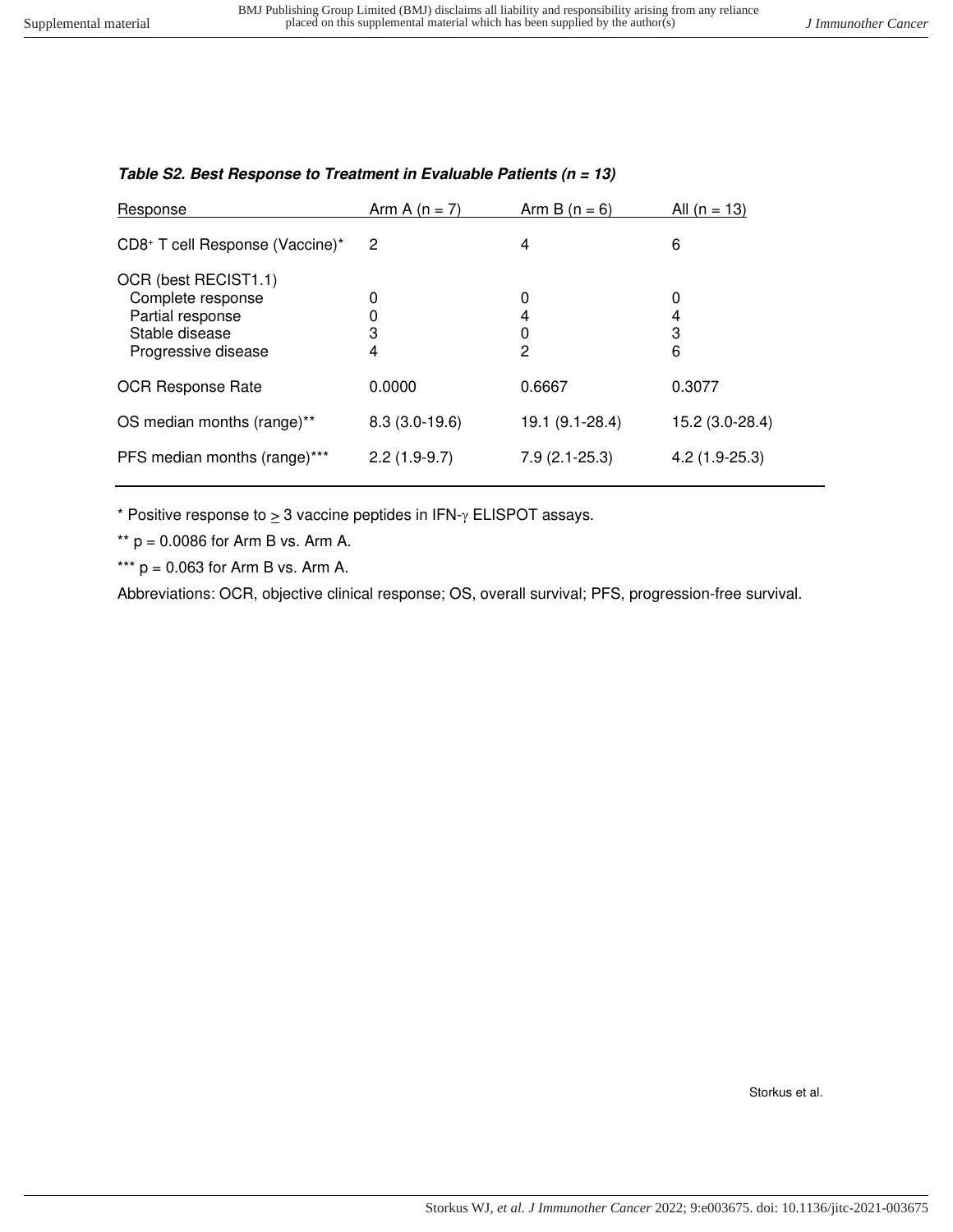***Table S2. Best Response to Treatment in Evaluable Patients (n = 13)***

| Response | Arm A (n = 7) | Arm B (n = 6) | All (n = 13) |
|---|---|---|---|
| CD8⁺ T cell Response (Vaccine)* | 2 | 4 | 6 |
| OCR (best RECIST1.1) | | | |
| Complete response | 0 | 0 | 0 |
| Partial response | 0 | 4 | 4 |
| Stable disease | 3 | 0 | 3 |
| Progressive disease | 4 | 2 | 6 |
| OCR Response Rate | 0.0000 | 0.6667 | 0.3077 |
| OS median months (range)** | 8.3 (3.0-19.6) | 19.1 (9.1-28.4) | 15.2 (3.0-28.4) |
| PFS median months (range)*** | 2.2 (1.9-9.7) | 7.9 (2.1-25.3) | 4.2 (1.9-25.3) |

* Positive response to $\geq$ 3 vaccine peptides in IFN-$\gamma$ ELISPOT assays.

** $p = 0.0086$ for Arm B vs. Arm A.

*** $p = 0.063$ for Arm B vs. Arm A.

Abbreviations: OCR, objective clinical response; OS, overall survival; PFS, progression-free survival.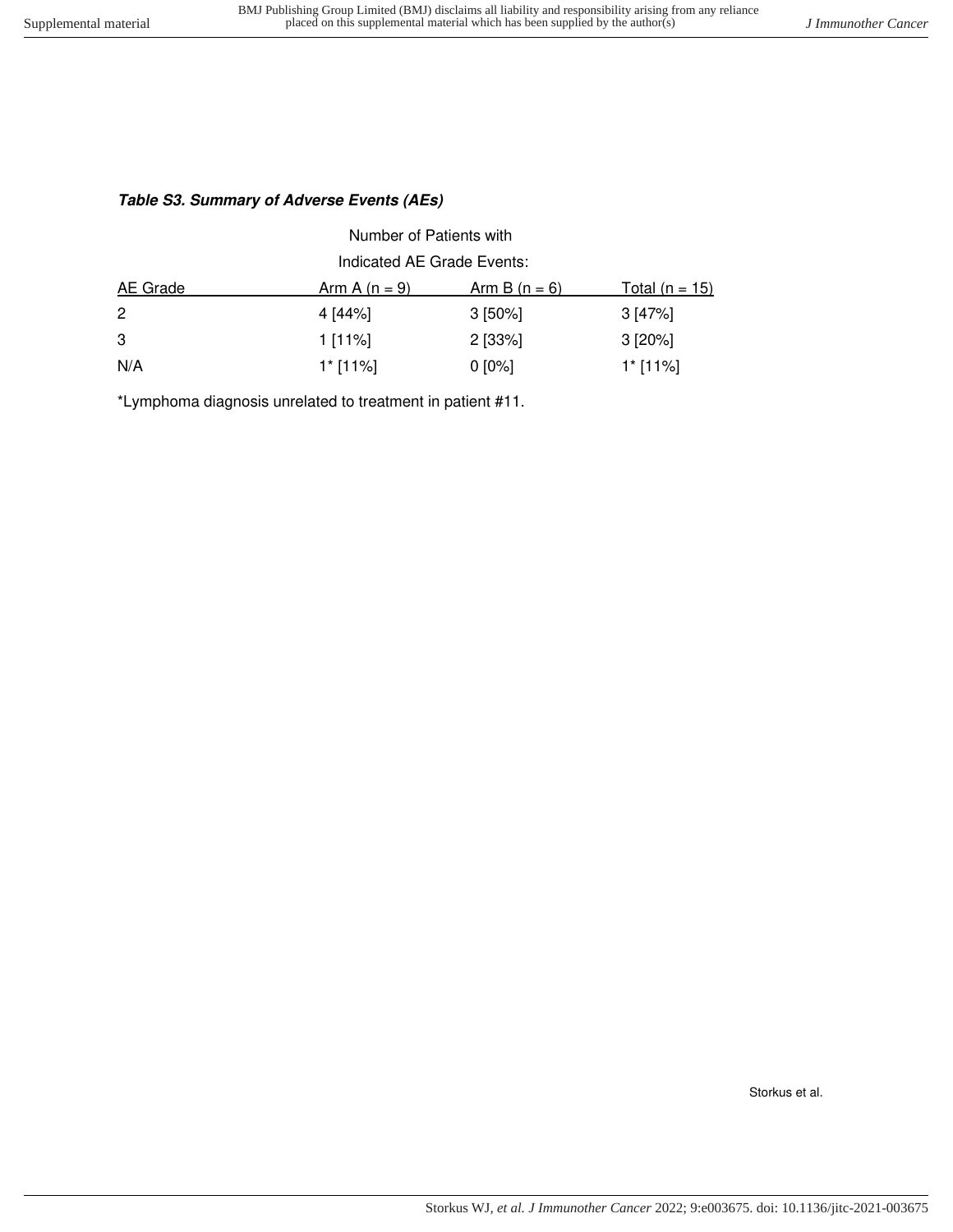***Table S3. Summary of Adverse Events (AEs)***

| AE Grade | Number of Patients with Indicated AE Grade Events: | | |
|---|---|---|---|
| | Arm A (n = 9) | Arm B (n = 6) | Total (n = 15) |
| 2 | 4 [44%] | 3 [50%] | 3 [47%] |
| 3 | 1 [11%] | 2 [33%] | 3 [20%] |
| N/A | 1* [11%] | 0 [0%] | 1* [11%] |

*Lymphoma diagnosis unrelated to treatment in patient #11.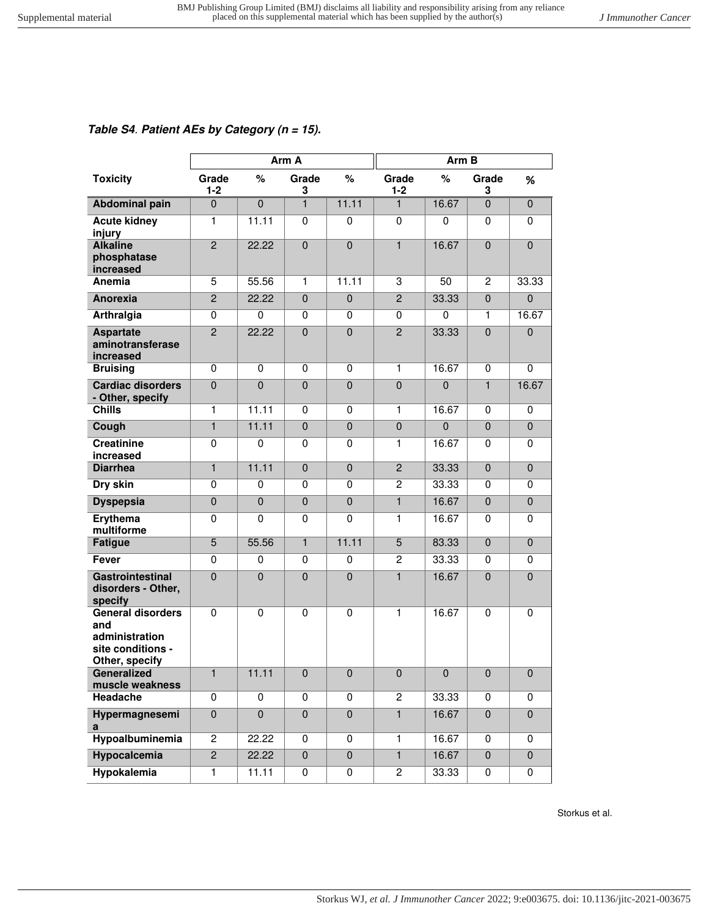***Table S4. Patient AEs by Category (n = 15).***

| | Arm A | | | | Arm B | | | |
|---|---|---|---|---|---|---|---|---|
| **Toxicity** | **Grade 1-2** | **%** | **Grade 3** | **%** | **Grade 1-2** | **%** | **Grade 3** | **%** |
| **Abdominal pain** | 0 | 0 | 1 | 11.11 | 1 | 16.67 | 0 | 0 |
| **Acute kidney injury** | 1 | 11.11 | 0 | 0 | 0 | 0 | 0 | 0 |
| **Alkaline phosphatase increased** | 2 | 22.22 | 0 | 0 | 1 | 16.67 | 0 | 0 |
| **Anemia** | 5 | 55.56 | 1 | 11.11 | 3 | 50 | 2 | 33.33 |
| **Anorexia** | 2 | 22.22 | 0 | 0 | 2 | 33.33 | 0 | 0 |
| **Arthralgia** | 0 | 0 | 0 | 0 | 0 | 0 | 1 | 16.67 |
| **Aspartate aminotransferase increased** | 2 | 22.22 | 0 | 0 | 2 | 33.33 | 0 | 0 |
| **Bruising** | 0 | 0 | 0 | 0 | 1 | 16.67 | 0 | 0 |
| **Cardiac disorders - Other, specify** | 0 | 0 | 0 | 0 | 0 | 0 | 1 | 16.67 |
| **Chills** | 1 | 11.11 | 0 | 0 | 1 | 16.67 | 0 | 0 |
| **Cough** | 1 | 11.11 | 0 | 0 | 0 | 0 | 0 | 0 |
| **Creatinine increased** | 0 | 0 | 0 | 0 | 1 | 16.67 | 0 | 0 |
| **Diarrhea** | 1 | 11.11 | 0 | 0 | 2 | 33.33 | 0 | 0 |
| **Dry skin** | 0 | 0 | 0 | 0 | 2 | 33.33 | 0 | 0 |
| **Dyspepsia** | 0 | 0 | 0 | 0 | 1 | 16.67 | 0 | 0 |
| **Erythema multiforme** | 0 | 0 | 0 | 0 | 1 | 16.67 | 0 | 0 |
| **Fatigue** | 5 | 55.56 | 1 | 11.11 | 5 | 83.33 | 0 | 0 |
| **Fever** | 0 | 0 | 0 | 0 | 2 | 33.33 | 0 | 0 |
| **Gastrointestinal disorders - Other, specify** | 0 | 0 | 0 | 0 | 1 | 16.67 | 0 | 0 |
| **General disorders and administration site conditions - Other, specify** | 0 | 0 | 0 | 0 | 1 | 16.67 | 0 | 0 |
| **Generalized muscle weakness** | 1 | 11.11 | 0 | 0 | 0 | 0 | 0 | 0 |
| **Headache** | 0 | 0 | 0 | 0 | 2 | 33.33 | 0 | 0 |
| **Hypermagnesemia** | 0 | 0 | 0 | 0 | 1 | 16.67 | 0 | 0 |
| **Hypoalbuminemia** | 2 | 22.22 | 0 | 0 | 1 | 16.67 | 0 | 0 |
| **Hypocalcemia** | 2 | 22.22 | 0 | 0 | 1 | 16.67 | 0 | 0 |
| **Hypokalemia** | 1 | 11.11 | 0 | 0 | 2 | 33.33 | 0 | 0 |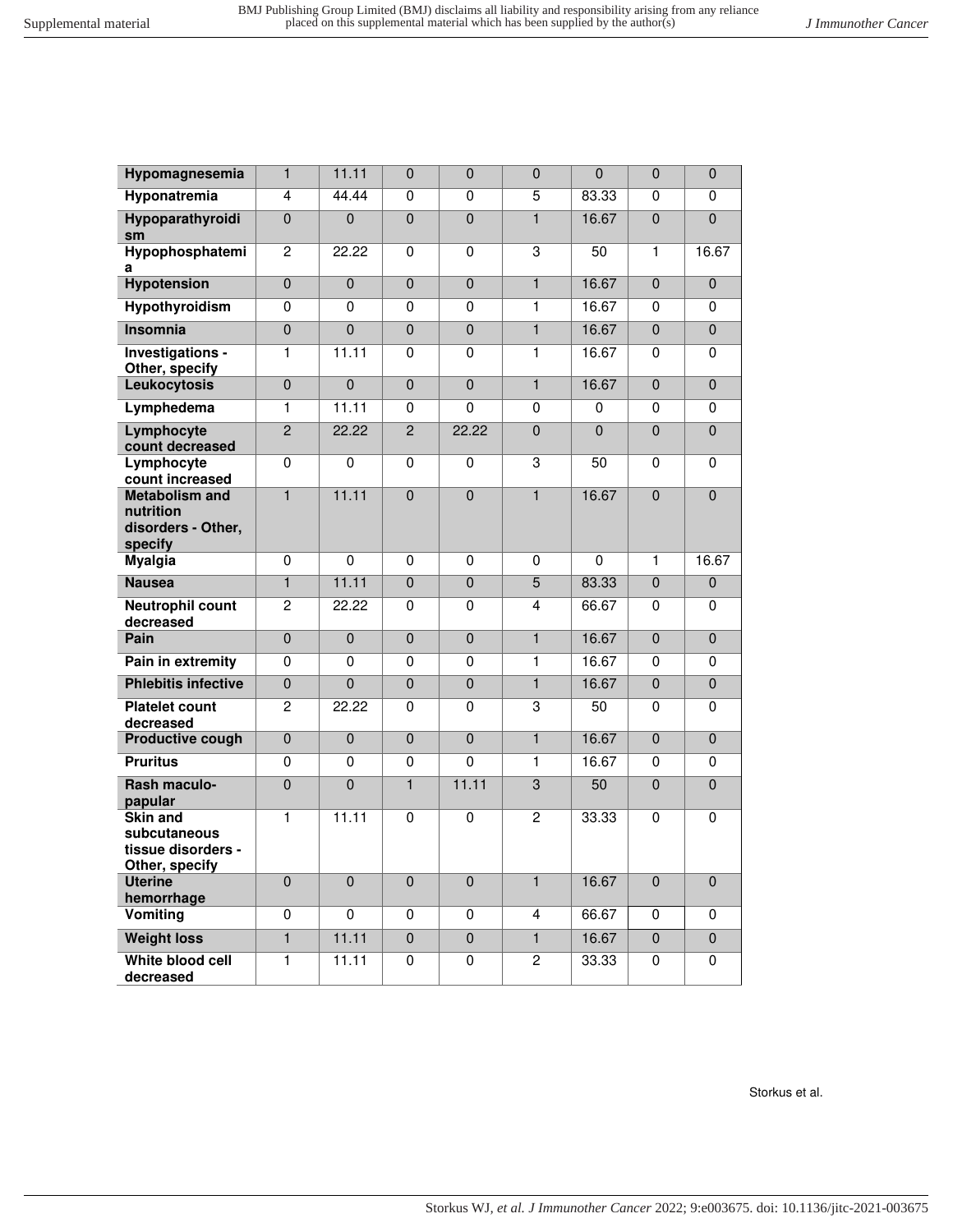| | | | | | | | | |
|---|---|---|---|---|---|---|---|---|
| **Hypomagnesemia** | 1 | 11.11 | 0 | 0 | 0 | 0 | 0 | 0 |
| **Hyponatremia** | 4 | 44.44 | 0 | 0 | 5 | 83.33 | 0 | 0 |
| **Hypoparathyroidism** | 0 | 0 | 0 | 0 | 1 | 16.67 | 0 | 0 |
| **Hypophosphatemia** | 2 | 22.22 | 0 | 0 | 3 | 50 | 1 | 16.67 |
| **Hypotension** | 0 | 0 | 0 | 0 | 1 | 16.67 | 0 | 0 |
| **Hypothyroidism** | 0 | 0 | 0 | 0 | 1 | 16.67 | 0 | 0 |
| **Insomnia** | 0 | 0 | 0 | 0 | 1 | 16.67 | 0 | 0 |
| **Investigations - Other, specify** | 1 | 11.11 | 0 | 0 | 1 | 16.67 | 0 | 0 |
| **Leukocytosis** | 0 | 0 | 0 | 0 | 1 | 16.67 | 0 | 0 |
| **Lymphedema** | 1 | 11.11 | 0 | 0 | 0 | 0 | 0 | 0 |
| **Lymphocyte count decreased** | 2 | 22.22 | 2 | 22.22 | 0 | 0 | 0 | 0 |
| **Lymphocyte count increased** | 0 | 0 | 0 | 0 | 3 | 50 | 0 | 0 |
| **Metabolism and nutrition disorders - Other, specify** | 1 | 11.11 | 0 | 0 | 1 | 16.67 | 0 | 0 |
| **Myalgia** | 0 | 0 | 0 | 0 | 0 | 0 | 1 | 16.67 |
| **Nausea** | 1 | 11.11 | 0 | 0 | 5 | 83.33 | 0 | 0 |
| **Neutrophil count decreased** | 2 | 22.22 | 0 | 0 | 4 | 66.67 | 0 | 0 |
| **Pain** | 0 | 0 | 0 | 0 | 1 | 16.67 | 0 | 0 |
| **Pain in extremity** | 0 | 0 | 0 | 0 | 1 | 16.67 | 0 | 0 |
| **Phlebitis infective** | 0 | 0 | 0 | 0 | 1 | 16.67 | 0 | 0 |
| **Platelet count decreased** | 2 | 22.22 | 0 | 0 | 3 | 50 | 0 | 0 |
| **Productive cough** | 0 | 0 | 0 | 0 | 1 | 16.67 | 0 | 0 |
| **Pruritus** | 0 | 0 | 0 | 0 | 1 | 16.67 | 0 | 0 |
| **Rash maculo-papular** | 0 | 0 | 1 | 11.11 | 3 | 50 | 0 | 0 |
| **Skin and subcutaneous tissue disorders - Other, specify** | 1 | 11.11 | 0 | 0 | 2 | 33.33 | 0 | 0 |
| **Uterine hemorrhage** | 0 | 0 | 0 | 0 | 1 | 16.67 | 0 | 0 |
| **Vomiting** | 0 | 0 | 0 | 0 | 4 | 66.67 | 0 | 0 |
| **Weight loss** | 1 | 11.11 | 0 | 0 | 1 | 16.67 | 0 | 0 |
| **White blood cell decreased** | 1 | 11.11 | 0 | 0 | 2 | 33.33 | 0 | 0 |

Storkus et al.